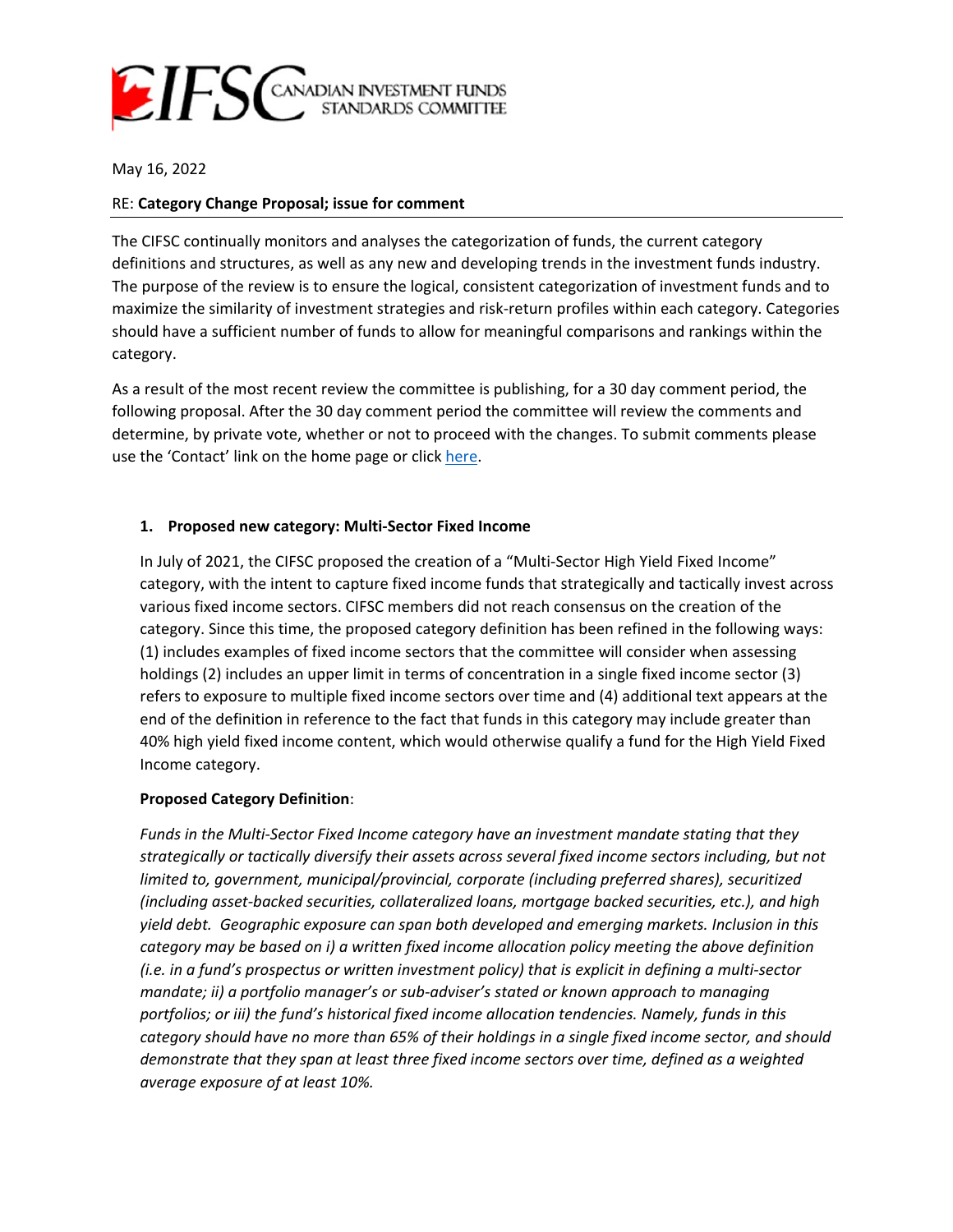CIFSC CANADIAN INVESTMENT FUNDS STANDARDS COMMITTEE

May 16, 2022

RE: **Category Change Proposal; issue for comment**

The CIFSC continually monitors and analyses the categorization of funds, the current category definitions and structures, as well as any new and developing trends in the investment funds industry. The purpose of the review is to ensure the logical, consistent categorization of investment funds and to maximize the similarity of investment strategies and risk-return profiles within each category. Categories should have a sufficient number of funds to allow for meaningful comparisons and rankings within the category.

As a result of the most recent review the committee is publishing, for a 30 day comment period, the following proposal. After the 30 day comment period the committee will review the comments and determine, by private vote, whether or not to proceed with the changes. To submit comments please use the 'Contact' link on the home page or click here.

### 1. Proposed new category: Multi-Sector Fixed Income

In July of 2021, the CIFSC proposed the creation of a "Multi-Sector High Yield Fixed Income" category, with the intent to capture fixed income funds that strategically and tactically invest across various fixed income sectors. CIFSC members did not reach consensus on the creation of the category. Since this time, the proposed category definition has been refined in the following ways: (1) includes examples of fixed income sectors that the committee will consider when assessing holdings (2) includes an upper limit in terms of concentration in a single fixed income sector (3) refers to exposure to multiple fixed income sectors over time and (4) additional text appears at the end of the definition in reference to the fact that funds in this category may include greater than 40% high yield fixed income content, which would otherwise qualify a fund for the High Yield Fixed Income category.

**Proposed Category Definition**:

*Funds in the Multi-Sector Fixed Income category have an investment mandate stating that they strategically or tactically diversify their assets across several fixed income sectors including, but not limited to, government, municipal/provincial, corporate (including preferred shares), securitized (including asset-backed securities, collateralized loans, mortgage backed securities, etc.), and high yield debt. Geographic exposure can span both developed and emerging markets. Inclusion in this category may be based on i) a written fixed income allocation policy meeting the above definition (i.e. in a fund's prospectus or written investment policy) that is explicit in defining a multi-sector mandate; ii) a portfolio manager's or sub-adviser's stated or known approach to managing portfolios; or iii) the fund's historical fixed income allocation tendencies. Namely, funds in this category should have no more than 65% of their holdings in a single fixed income sector, and should demonstrate that they span at least three fixed income sectors over time, defined as a weighted average exposure of at least 10%.*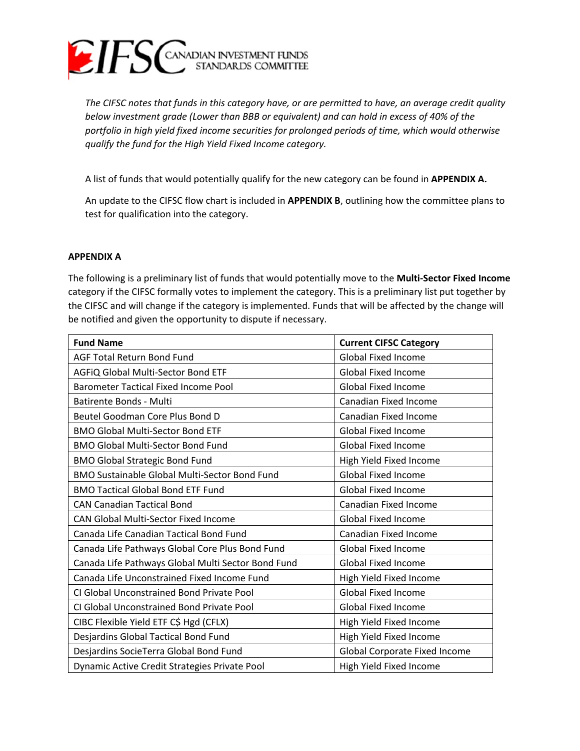*The CIFSC notes that funds in this category have, or are permitted to have, an average credit quality below investment grade (Lower than BBB or equivalent) and can hold in excess of 40% of the portfolio in high yield fixed income securities for prolonged periods of time, which would otherwise qualify the fund for the High Yield Fixed Income category.*

A list of funds that would potentially qualify for the new category can be found in **APPENDIX A.**

An update to the CIFSC flow chart is included in **APPENDIX B**, outlining how the committee plans to test for qualification into the category.

**APPENDIX A**

The following is a preliminary list of funds that would potentially move to the **Multi-Sector Fixed Income** category if the CIFSC formally votes to implement the category. This is a preliminary list put together by the CIFSC and will change if the category is implemented. Funds that will be affected by the change will be notified and given the opportunity to dispute if necessary.

| Fund Name | Current CIFSC Category |
|---|---|
| AGF Total Return Bond Fund | Global Fixed Income |
| AGFiQ Global Multi-Sector Bond ETF | Global Fixed Income |
| Barometer Tactical Fixed Income Pool | Global Fixed Income |
| Batirente Bonds - Multi | Canadian Fixed Income |
| Beutel Goodman Core Plus Bond D | Canadian Fixed Income |
| BMO Global Multi-Sector Bond ETF | Global Fixed Income |
| BMO Global Multi-Sector Bond Fund | Global Fixed Income |
| BMO Global Strategic Bond Fund | High Yield Fixed Income |
| BMO Sustainable Global Multi-Sector Bond Fund | Global Fixed Income |
| BMO Tactical Global Bond ETF Fund | Global Fixed Income |
| CAN Canadian Tactical Bond | Canadian Fixed Income |
| CAN Global Multi-Sector Fixed Income | Global Fixed Income |
| Canada Life Canadian Tactical Bond Fund | Canadian Fixed Income |
| Canada Life Pathways Global Core Plus Bond Fund | Global Fixed Income |
| Canada Life Pathways Global Multi Sector Bond Fund | Global Fixed Income |
| Canada Life Unconstrained Fixed Income Fund | High Yield Fixed Income |
| CI Global Unconstrained Bond Private Pool | Global Fixed Income |
| CI Global Unconstrained Bond Private Pool | Global Fixed Income |
| CIBC Flexible Yield ETF C$ Hgd (CFLX) | High Yield Fixed Income |
| Desjardins Global Tactical Bond Fund | High Yield Fixed Income |
| Desjardins SocieTerra Global Bond Fund | Global Corporate Fixed Income |
| Dynamic Active Credit Strategies Private Pool | High Yield Fixed Income |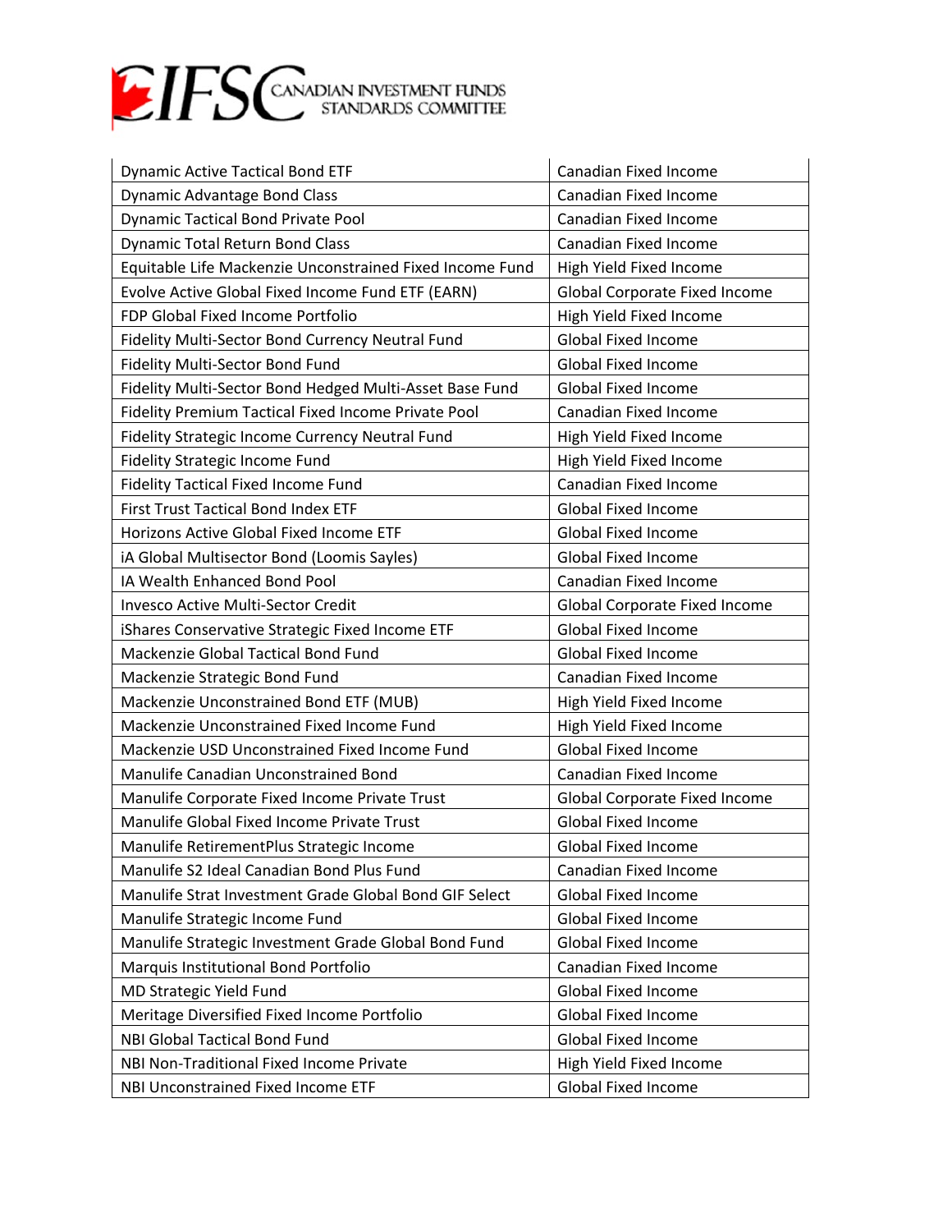| Dynamic Active Tactical Bond ETF | Canadian Fixed Income |
|---|---|
| Dynamic Advantage Bond Class | Canadian Fixed Income |
| Dynamic Tactical Bond Private Pool | Canadian Fixed Income |
| Dynamic Total Return Bond Class | Canadian Fixed Income |
| Equitable Life Mackenzie Unconstrained Fixed Income Fund | High Yield Fixed Income |
| Evolve Active Global Fixed Income Fund ETF (EARN) | Global Corporate Fixed Income |
| FDP Global Fixed Income Portfolio | High Yield Fixed Income |
| Fidelity Multi-Sector Bond Currency Neutral Fund | Global Fixed Income |
| Fidelity Multi-Sector Bond Fund | Global Fixed Income |
| Fidelity Multi-Sector Bond Hedged Multi-Asset Base Fund | Global Fixed Income |
| Fidelity Premium Tactical Fixed Income Private Pool | Canadian Fixed Income |
| Fidelity Strategic Income Currency Neutral Fund | High Yield Fixed Income |
| Fidelity Strategic Income Fund | High Yield Fixed Income |
| Fidelity Tactical Fixed Income Fund | Canadian Fixed Income |
| First Trust Tactical Bond Index ETF | Global Fixed Income |
| Horizons Active Global Fixed Income ETF | Global Fixed Income |
| iA Global Multisector Bond (Loomis Sayles) | Global Fixed Income |
| IA Wealth Enhanced Bond Pool | Canadian Fixed Income |
| Invesco Active Multi-Sector Credit | Global Corporate Fixed Income |
| iShares Conservative Strategic Fixed Income ETF | Global Fixed Income |
| Mackenzie Global Tactical Bond Fund | Global Fixed Income |
| Mackenzie Strategic Bond Fund | Canadian Fixed Income |
| Mackenzie Unconstrained Bond ETF (MUB) | High Yield Fixed Income |
| Mackenzie Unconstrained Fixed Income Fund | High Yield Fixed Income |
| Mackenzie USD Unconstrained Fixed Income Fund | Global Fixed Income |
| Manulife Canadian Unconstrained Bond | Canadian Fixed Income |
| Manulife Corporate Fixed Income Private Trust | Global Corporate Fixed Income |
| Manulife Global Fixed Income Private Trust | Global Fixed Income |
| Manulife RetirementPlus Strategic Income | Global Fixed Income |
| Manulife S2 Ideal Canadian Bond Plus Fund | Canadian Fixed Income |
| Manulife Strat Investment Grade Global Bond GIF Select | Global Fixed Income |
| Manulife Strategic Income Fund | Global Fixed Income |
| Manulife Strategic Investment Grade Global Bond Fund | Global Fixed Income |
| Marquis Institutional Bond Portfolio | Canadian Fixed Income |
| MD Strategic Yield Fund | Global Fixed Income |
| Meritage Diversified Fixed Income Portfolio | Global Fixed Income |
| NBI Global Tactical Bond Fund | Global Fixed Income |
| NBI Non-Traditional Fixed Income Private | High Yield Fixed Income |
| NBI Unconstrained Fixed Income ETF | Global Fixed Income |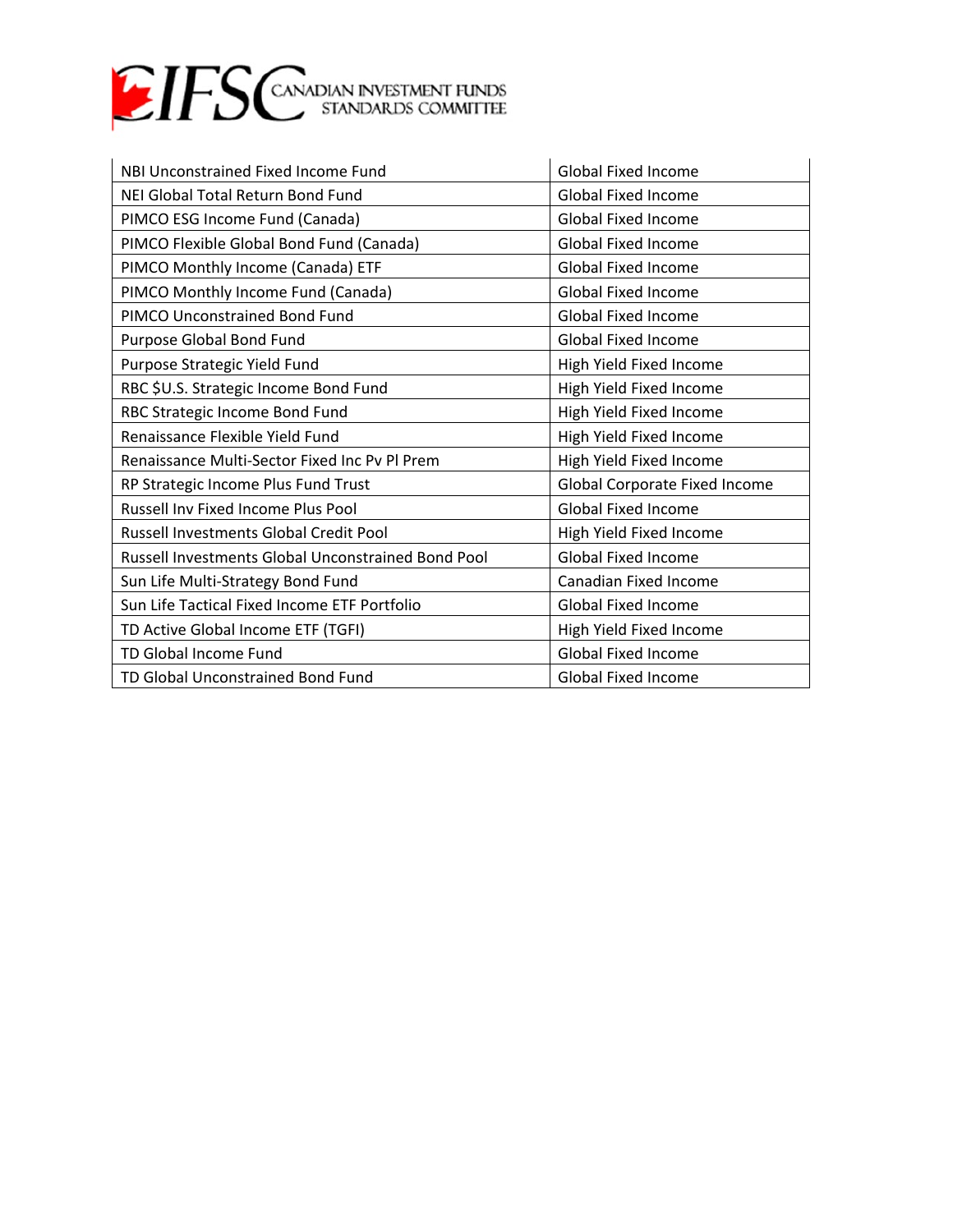| NBI Unconstrained Fixed Income Fund | Global Fixed Income |
|---|---|
| NEI Global Total Return Bond Fund | Global Fixed Income |
| PIMCO ESG Income Fund (Canada) | Global Fixed Income |
| PIMCO Flexible Global Bond Fund (Canada) | Global Fixed Income |
| PIMCO Monthly Income (Canada) ETF | Global Fixed Income |
| PIMCO Monthly Income Fund (Canada) | Global Fixed Income |
| PIMCO Unconstrained Bond Fund | Global Fixed Income |
| Purpose Global Bond Fund | Global Fixed Income |
| Purpose Strategic Yield Fund | High Yield Fixed Income |
| RBC $U.S. Strategic Income Bond Fund | High Yield Fixed Income |
| RBC Strategic Income Bond Fund | High Yield Fixed Income |
| Renaissance Flexible Yield Fund | High Yield Fixed Income |
| Renaissance Multi-Sector Fixed Inc Pv Pl Prem | High Yield Fixed Income |
| RP Strategic Income Plus Fund Trust | Global Corporate Fixed Income |
| Russell Inv Fixed Income Plus Pool | Global Fixed Income |
| Russell Investments Global Credit Pool | High Yield Fixed Income |
| Russell Investments Global Unconstrained Bond Pool | Global Fixed Income |
| Sun Life Multi-Strategy Bond Fund | Canadian Fixed Income |
| Sun Life Tactical Fixed Income ETF Portfolio | Global Fixed Income |
| TD Active Global Income ETF (TGFI) | High Yield Fixed Income |
| TD Global Income Fund | Global Fixed Income |
| TD Global Unconstrained Bond Fund | Global Fixed Income |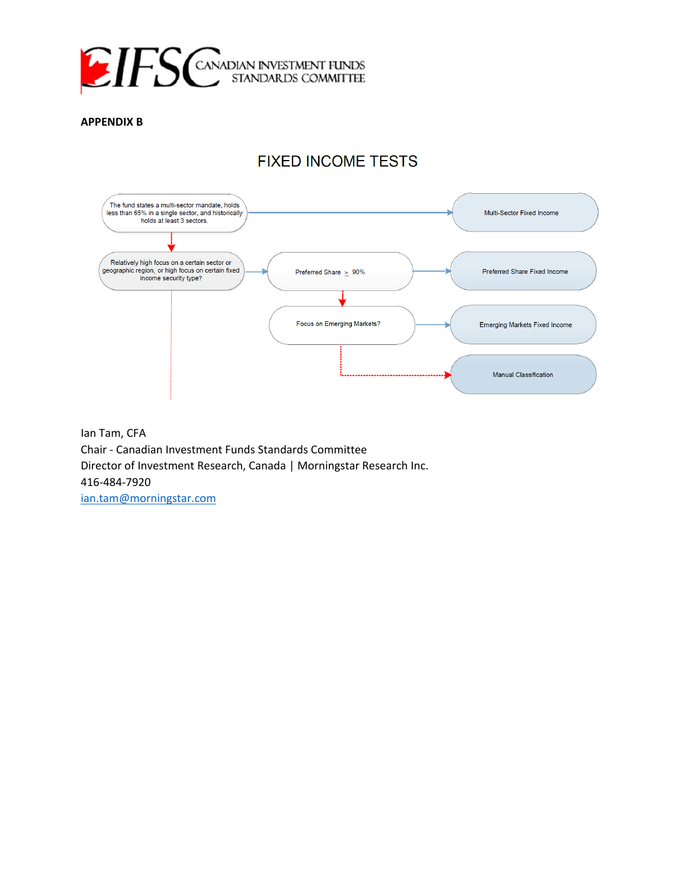CIFSC CANADIAN INVESTMENT FUNDS STANDARDS COMMITTEE

**APPENDIX B**

# FIXED INCOME TESTS

The fund states a multi-sector mandate, holds less than 65% in a single sector, and historically holds at least 3 sectors.

Multi-Sector Fixed Income

Relatively high focus on a certain sector or geographic region, or high focus on certain fixed income security type?

Preferred Share ≥ 90%

Preferred Share Fixed Income

Focus on Emerging Markets?

Emerging Markets Fixed Income

Manual Classification

Ian Tam, CFA
Chair - Canadian Investment Funds Standards Committee
Director of Investment Research, Canada | Morningstar Research Inc.
416-484-7920
ian.tam@morningstar.com